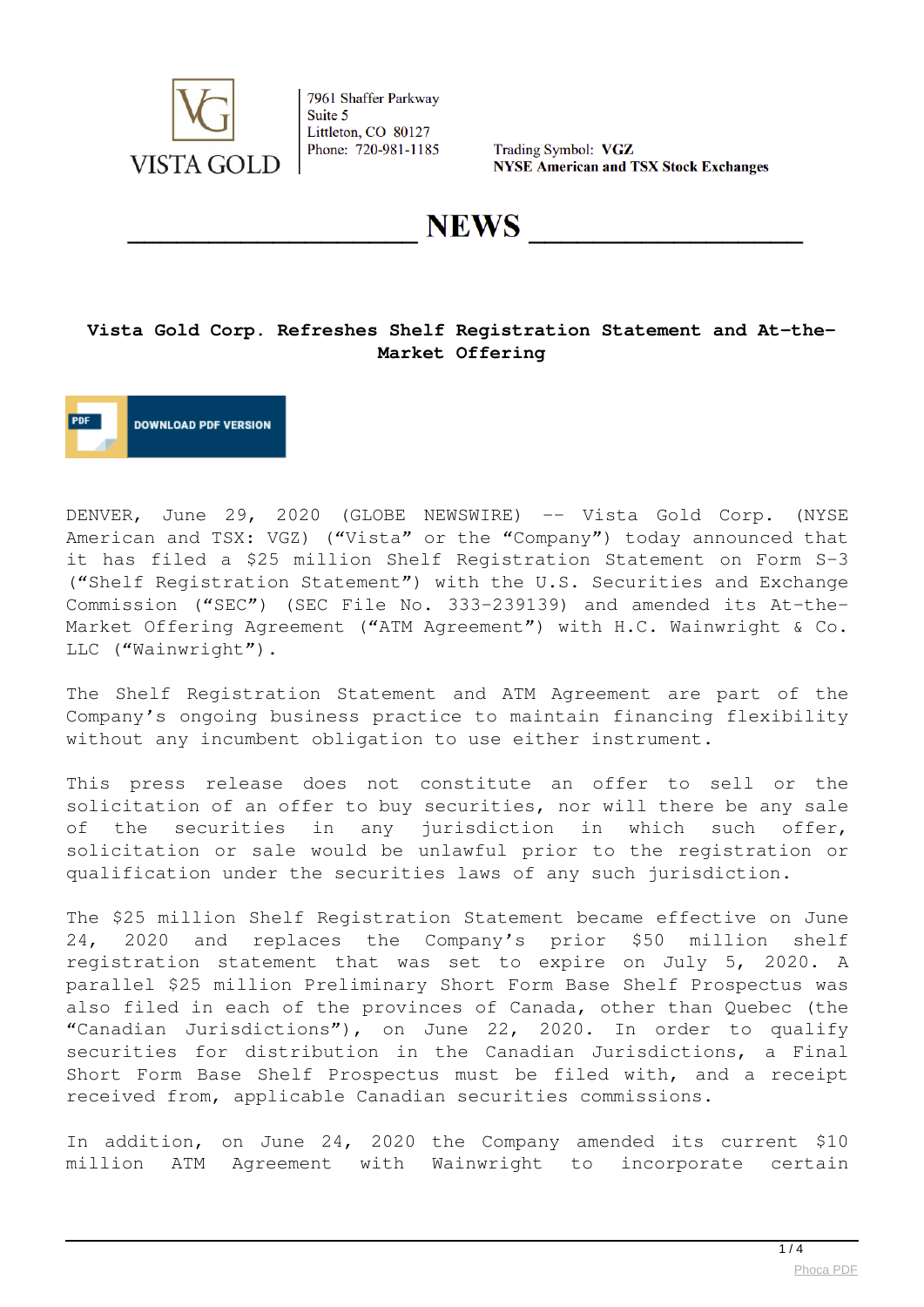VISTA GOLD

7961 Shaffer Parkway
Suite 5
Littleton, CO 80127
Phone: 720-981-1185

Trading Symbol: **VGZ**
**NYSE American and TSX Stock Exchanges**

# NEWS

## Vista Gold Corp. Refreshes Shelf Registration Statement and At-the-Market Offering

DOWNLOAD PDF VERSION

DENVER, June 29, 2020 (GLOBE NEWSWIRE) -- Vista Gold Corp. (NYSE American and TSX: VGZ) ("Vista" or the "Company") today announced that it has filed a $25 million Shelf Registration Statement on Form S-3 ("Shelf Registration Statement") with the U.S. Securities and Exchange Commission ("SEC") (SEC File No. 333-239139) and amended its At-the-Market Offering Agreement ("ATM Agreement") with H.C. Wainwright & Co. LLC ("Wainwright").

The Shelf Registration Statement and ATM Agreement are part of the Company's ongoing business practice to maintain financing flexibility without any incumbent obligation to use either instrument.

This press release does not constitute an offer to sell or the solicitation of an offer to buy securities, nor will there be any sale of the securities in any jurisdiction in which such offer, solicitation or sale would be unlawful prior to the registration or qualification under the securities laws of any such jurisdiction.

The $25 million Shelf Registration Statement became effective on June 24, 2020 and replaces the Company's prior $50 million shelf registration statement that was set to expire on July 5, 2020. A parallel $25 million Preliminary Short Form Base Shelf Prospectus was also filed in each of the provinces of Canada, other than Quebec (the "Canadian Jurisdictions"), on June 22, 2020. In order to qualify securities for distribution in the Canadian Jurisdictions, a Final Short Form Base Shelf Prospectus must be filed with, and a receipt received from, applicable Canadian securities commissions.

In addition, on June 24, 2020 the Company amended its current $10 million ATM Agreement with Wainwright to incorporate certain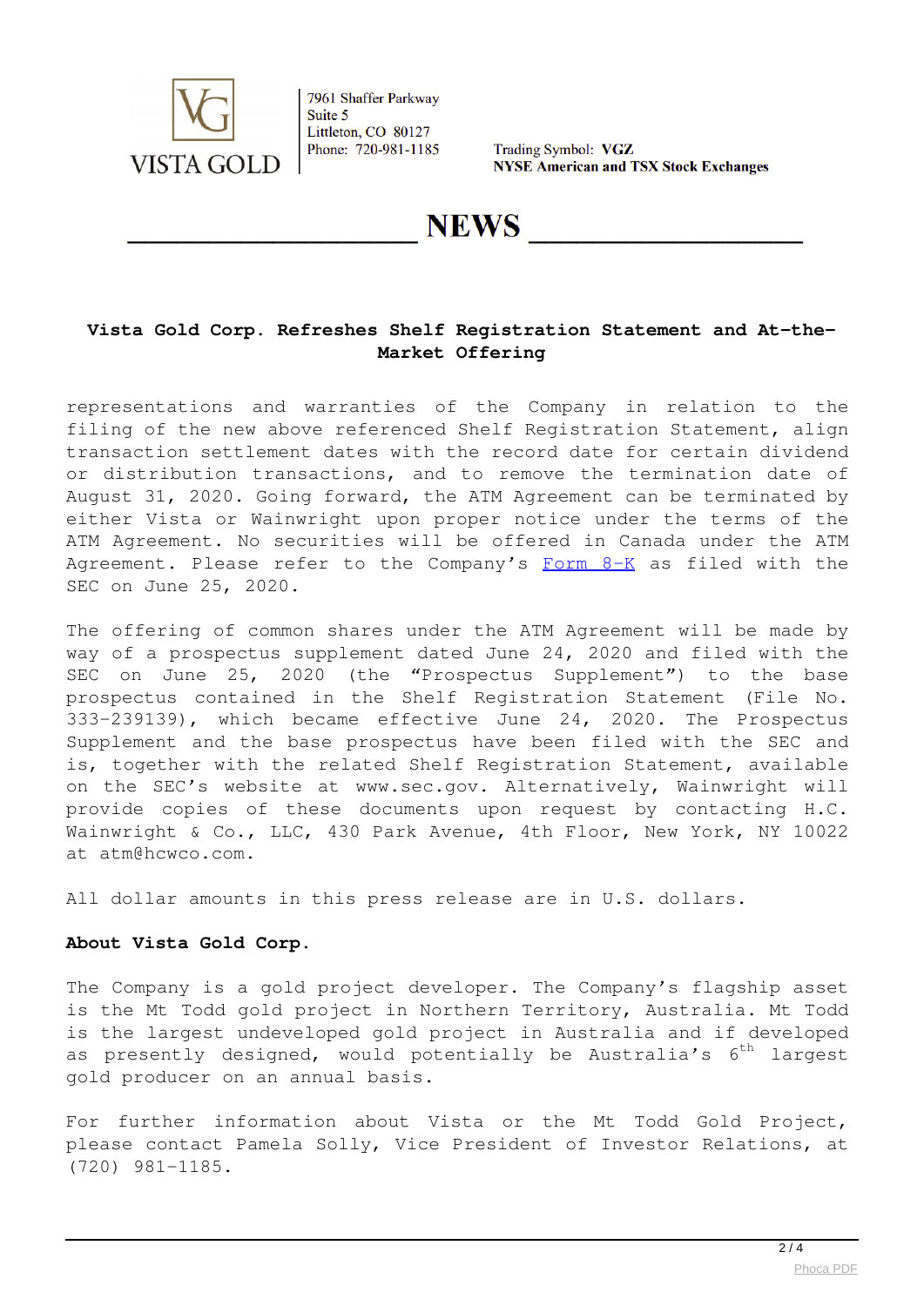## Vista Gold Corp. Refreshes Shelf Registration Statement and At-the-Market Offering

representations and warranties of the Company in relation to the filing of the new above referenced Shelf Registration Statement, align transaction settlement dates with the record date for certain dividend or distribution transactions, and to remove the termination date of August 31, 2020. Going forward, the ATM Agreement can be terminated by either Vista or Wainwright upon proper notice under the terms of the ATM Agreement. No securities will be offered in Canada under the ATM Agreement. Please refer to the Company's Form 8-K as filed with the SEC on June 25, 2020.

The offering of common shares under the ATM Agreement will be made by way of a prospectus supplement dated June 24, 2020 and filed with the SEC on June 25, 2020 (the "Prospectus Supplement") to the base prospectus contained in the Shelf Registration Statement (File No. 333-239139), which became effective June 24, 2020. The Prospectus Supplement and the base prospectus have been filed with the SEC and is, together with the related Shelf Registration Statement, available on the SEC's website at www.sec.gov. Alternatively, Wainwright will provide copies of these documents upon request by contacting H.C. Wainwright & Co., LLC, 430 Park Avenue, 4th Floor, New York, NY 10022 at atm@hcwco.com.

All dollar amounts in this press release are in U.S. dollars.

**About Vista Gold Corp.**

The Company is a gold project developer. The Company's flagship asset is the Mt Todd gold project in Northern Territory, Australia. Mt Todd is the largest undeveloped gold project in Australia and if developed as presently designed, would potentially be Australia's 6th largest gold producer on an annual basis.

For further information about Vista or the Mt Todd Gold Project, please contact Pamela Solly, Vice President of Investor Relations, at (720) 981-1185.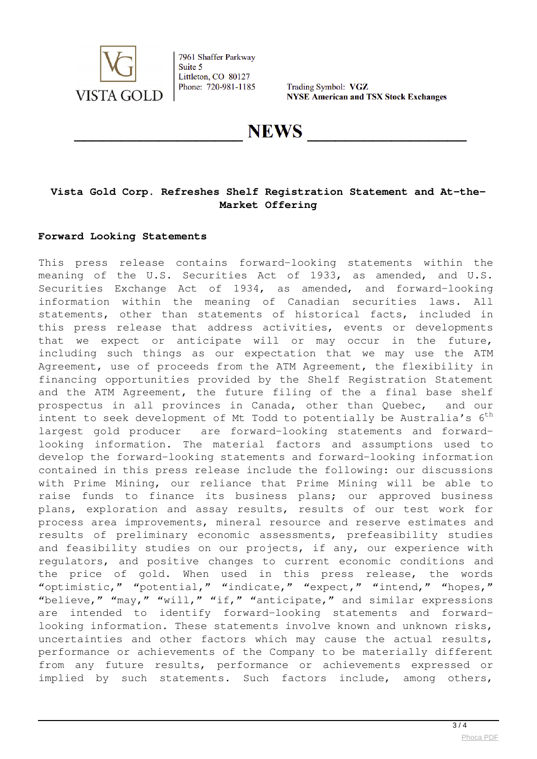VISTA GOLD

7961 Shaffer Parkway
Suite 5
Littleton, CO 80127
Phone: 720-981-1185

Trading Symbol: **VGZ**
**NYSE American and TSX Stock Exchanges**

# NEWS

**Vista Gold Corp. Refreshes Shelf Registration Statement and At-the-Market Offering**

**Forward Looking Statements**

This press release contains forward-looking statements within the meaning of the U.S. Securities Act of 1933, as amended, and U.S. Securities Exchange Act of 1934, as amended, and forward-looking information within the meaning of Canadian securities laws. All statements, other than statements of historical facts, included in this press release that address activities, events or developments that we expect or anticipate will or may occur in the future, including such things as our expectation that we may use the ATM Agreement, use of proceeds from the ATM Agreement, the flexibility in financing opportunities provided by the Shelf Registration Statement and the ATM Agreement, the future filing of the a final base shelf prospectus in all provinces in Canada, other than Quebec, and our intent to seek development of Mt Todd to potentially be Australia's 6th largest gold producer are forward-looking statements and forward-looking information. The material factors and assumptions used to develop the forward-looking statements and forward-looking information contained in this press release include the following: our discussions with Prime Mining, our reliance that Prime Mining will be able to raise funds to finance its business plans; our approved business plans, exploration and assay results, results of our test work for process area improvements, mineral resource and reserve estimates and results of preliminary economic assessments, prefeasibility studies and feasibility studies on our projects, if any, our experience with regulators, and positive changes to current economic conditions and the price of gold. When used in this press release, the words "optimistic," "potential," "indicate," "expect," "intend," "hopes," "believe," "may," "will," "if," "anticipate," and similar expressions are intended to identify forward-looking statements and forward-looking information. These statements involve known and unknown risks, uncertainties and other factors which may cause the actual results, performance or achievements of the Company to be materially different from any future results, performance or achievements expressed or implied by such statements. Such factors include, among others,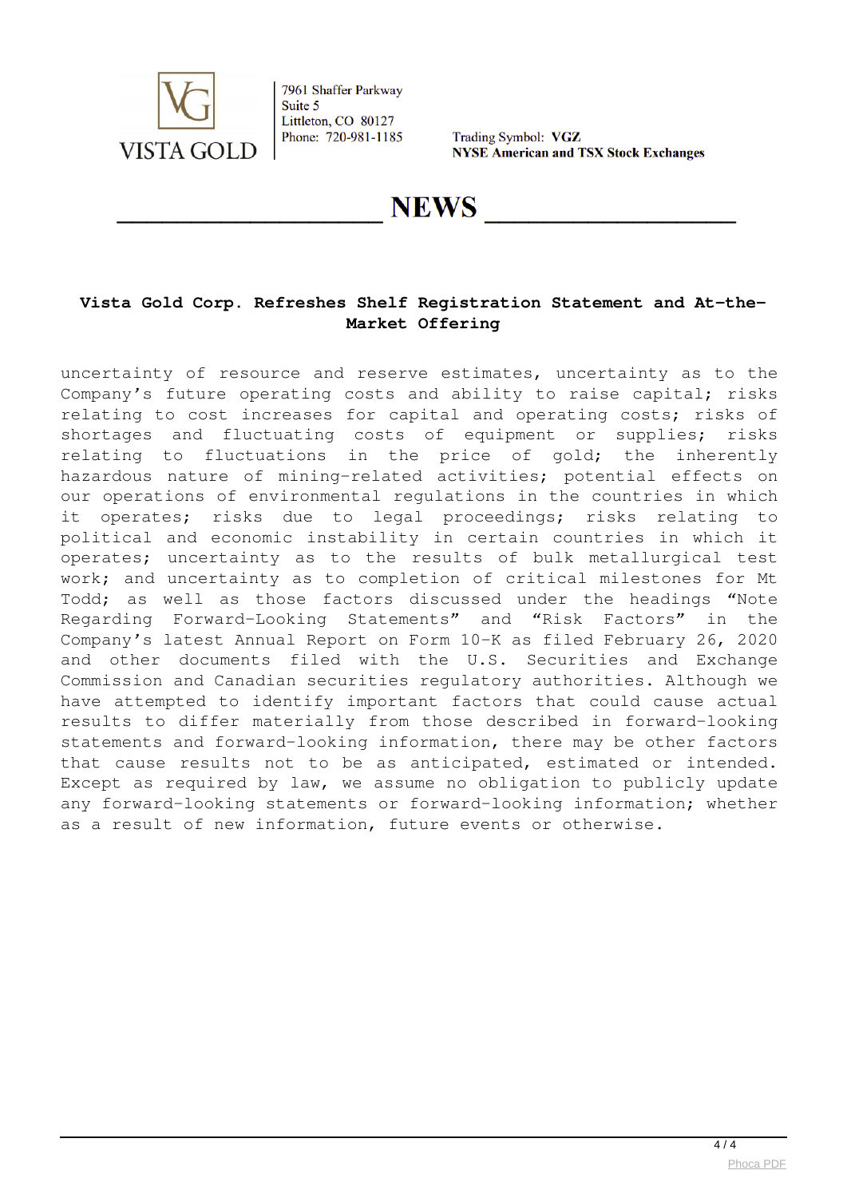uncertainty of resource and reserve estimates, uncertainty as to the Company's future operating costs and ability to raise capital; risks relating to cost increases for capital and operating costs; risks of shortages and fluctuating costs of equipment or supplies; risks relating to fluctuations in the price of gold; the inherently hazardous nature of mining-related activities; potential effects on our operations of environmental regulations in the countries in which it operates; risks due to legal proceedings; risks relating to political and economic instability in certain countries in which it operates; uncertainty as to the results of bulk metallurgical test work; and uncertainty as to completion of critical milestones for Mt Todd; as well as those factors discussed under the headings "Note Regarding Forward-Looking Statements" and "Risk Factors" in the Company's latest Annual Report on Form 10-K as filed February 26, 2020 and other documents filed with the U.S. Securities and Exchange Commission and Canadian securities regulatory authorities. Although we have attempted to identify important factors that could cause actual results to differ materially from those described in forward-looking statements and forward-looking information, there may be other factors that cause results not to be as anticipated, estimated or intended. Except as required by law, we assume no obligation to publicly update any forward-looking statements or forward-looking information; whether as a result of new information, future events or otherwise.